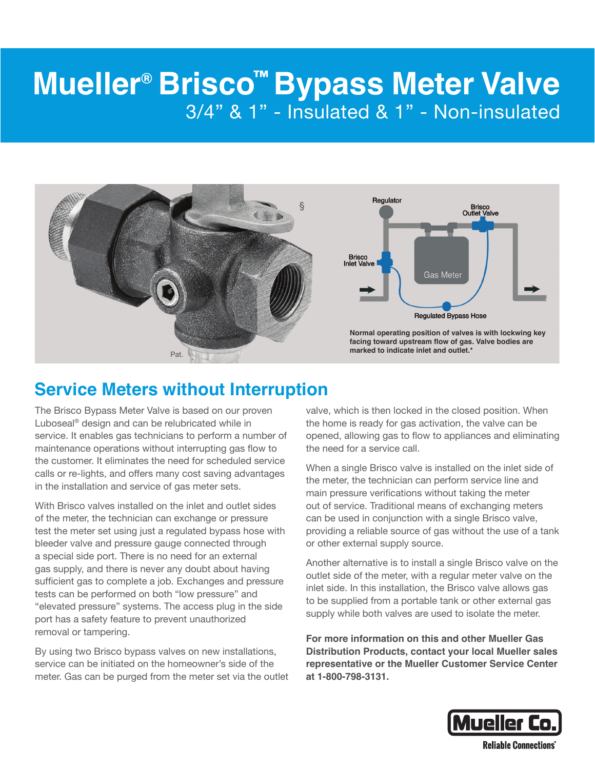# Mueller® Brisco™ Bypass Meter Valve

## 3/4" & 1" - Insulated & 1" - Non-insulated

Pat.

Regulator

Brisco Outlet Valve

Brisco Inlet Valve

Gas Meter

Regulated Bypass Hose

**Normal operating position of valves is with lockwing key facing toward upstream flow of gas. Valve bodies are marked to indicate inlet and outlet.***

## Service Meters without Interruption

The Brisco Bypass Meter Valve is based on our proven Luboseal® design and can be relubricated while in service. It enables gas technicians to perform a number of maintenance operations without interrupting gas flow to the customer. It eliminates the need for scheduled service calls or re-lights, and offers many cost saving advantages in the installation and service of gas meter sets.

With Brisco valves installed on the inlet and outlet sides of the meter, the technician can exchange or pressure test the meter set using just a regulated bypass hose with bleeder valve and pressure gauge connected through a special side port. There is no need for an external gas supply, and there is never any doubt about having sufficient gas to complete a job. Exchanges and pressure tests can be performed on both "low pressure" and "elevated pressure" systems. The access plug in the side port has a safety feature to prevent unauthorized removal or tampering.

By using two Brisco bypass valves on new installations, service can be initiated on the homeowner's side of the meter. Gas can be purged from the meter set via the outlet valve, which is then locked in the closed position. When the home is ready for gas activation, the valve can be opened, allowing gas to flow to appliances and eliminating the need for a service call.

When a single Brisco valve is installed on the inlet side of the meter, the technician can perform service line and main pressure verifications without taking the meter out of service. Traditional means of exchanging meters can be used in conjunction with a single Brisco valve, providing a reliable source of gas without the use of a tank or other external supply source.

Another alternative is to install a single Brisco valve on the outlet side of the meter, with a regular meter valve on the inlet side. In this installation, the Brisco valve allows gas to be supplied from a portable tank or other external gas supply while both valves are used to isolate the meter.

**For more information on this and other Mueller Gas Distribution Products, contact your local Mueller sales representative or the Mueller Customer Service Center at 1-800-798-3131.**

Mueller Co.

Reliable Connections™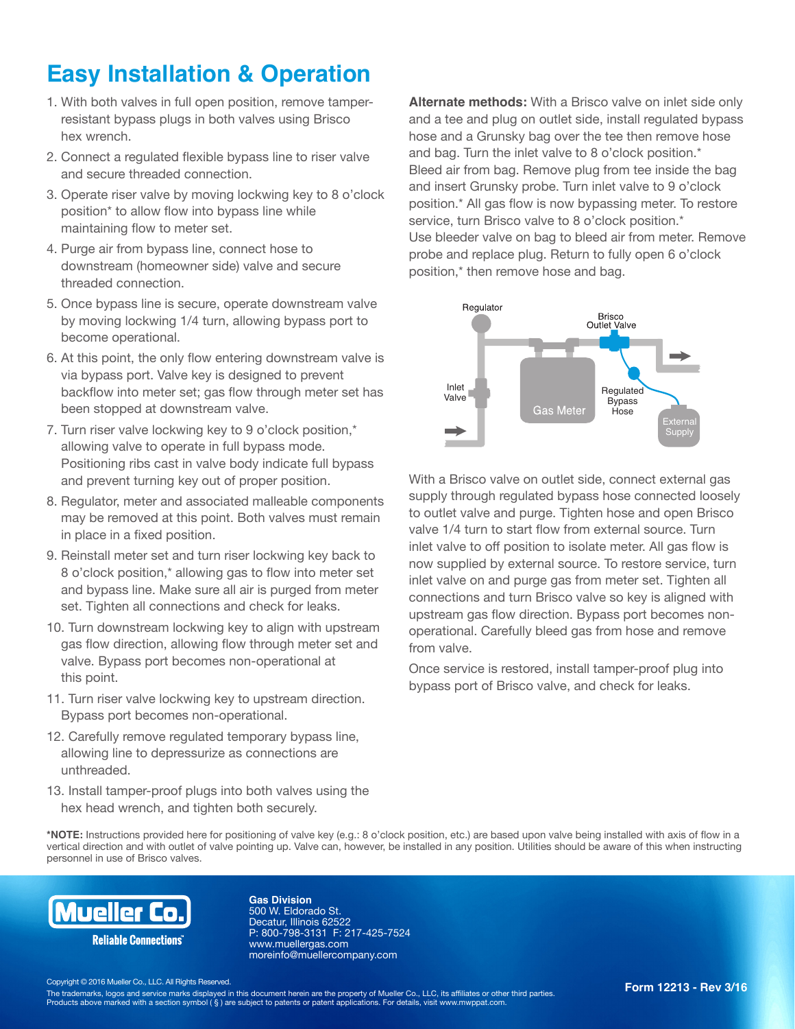# Easy Installation & Operation

1. With both valves in full open position, remove tamper-resistant bypass plugs in both valves using Brisco hex wrench.
2. Connect a regulated flexible bypass line to riser valve and secure threaded connection.
3. Operate riser valve by moving lockwing key to 8 o'clock position* to allow flow into bypass line while maintaining flow to meter set.
4. Purge air from bypass line, connect hose to downstream (homeowner side) valve and secure threaded connection.
5. Once bypass line is secure, operate downstream valve by moving lockwing 1/4 turn, allowing bypass port to become operational.
6. At this point, the only flow entering downstream valve is via bypass port. Valve key is designed to prevent backflow into meter set; gas flow through meter set has been stopped at downstream valve.
7. Turn riser valve lockwing key to 9 o'clock position,* allowing valve to operate in full bypass mode. Positioning ribs cast in valve body indicate full bypass and prevent turning key out of proper position.
8. Regulator, meter and associated malleable components may be removed at this point. Both valves must remain in place in a fixed position.
9. Reinstall meter set and turn riser lockwing key back to 8 o'clock position,* allowing gas to flow into meter set and bypass line. Make sure all air is purged from meter set. Tighten all connections and check for leaks.
10. Turn downstream lockwing key to align with upstream gas flow direction, allowing flow through meter set and valve. Bypass port becomes non-operational at this point.
11. Turn riser valve lockwing key to upstream direction. Bypass port becomes non-operational.
12. Carefully remove regulated temporary bypass line, allowing line to depressurize as connections are unthreaded.
13. Install tamper-proof plugs into both valves using the hex head wrench, and tighten both securely.

**Alternate methods:** With a Brisco valve on inlet side only and a tee and plug on outlet side, install regulated bypass hose and a Grunsky bag over the tee then remove hose and bag. Turn the inlet valve to 8 o'clock position.* Bleed air from bag. Remove plug from tee inside the bag and insert Grunsky probe. Turn inlet valve to 9 o'clock position.* All gas flow is now bypassing meter. To restore service, turn Brisco valve to 8 o'clock position.* Use bleeder valve on bag to bleed air from meter. Remove probe and replace plug. Return to fully open 6 o'clock position,* then remove hose and bag.

Regulator
Brisco Outlet Valve
Inlet Valve
Gas Meter
Regulated Bypass Hose
External Supply

With a Brisco valve on outlet side, connect external gas supply through regulated bypass hose connected loosely to outlet valve and purge. Tighten hose and open Brisco valve 1/4 turn to start flow from external source. Turn inlet valve to off position to isolate meter. All gas flow is now supplied by external source. To restore service, turn inlet valve on and purge gas from meter set. Tighten all connections and turn Brisco valve so key is aligned with upstream gas flow direction. Bypass port becomes non-operational. Carefully bleed gas from hose and remove from valve.

Once service is restored, install tamper-proof plug into bypass port of Brisco valve, and check for leaks.

***NOTE:** Instructions provided here for positioning of valve key (e.g.: 8 o'clock position, etc.) are based upon valve being installed with axis of flow in a vertical direction and with outlet of valve pointing up. Valve can, however, be installed in any position. Utilities should be aware of this when instructing personnel in use of Brisco valves.

Mueller Co.
Reliable Connections

**Gas Division**
500 W. Eldorado St.
Decatur, Illinois 62522
P: 800-798-3131 F: 217-425-7524
www.muellergas.com
moreinfo@muellercompany.com

Copyright © 2016 Mueller Co., LLC. All Rights Reserved.
The trademarks, logos and service marks displayed in this document herein are the property of Mueller Co., LLC, its affiliates or other third parties.
Products above marked with a section symbol ( § ) are subject to patents or patent applications. For details, visit www.mwppat.com.

**Form 12213 - Rev 3/16**